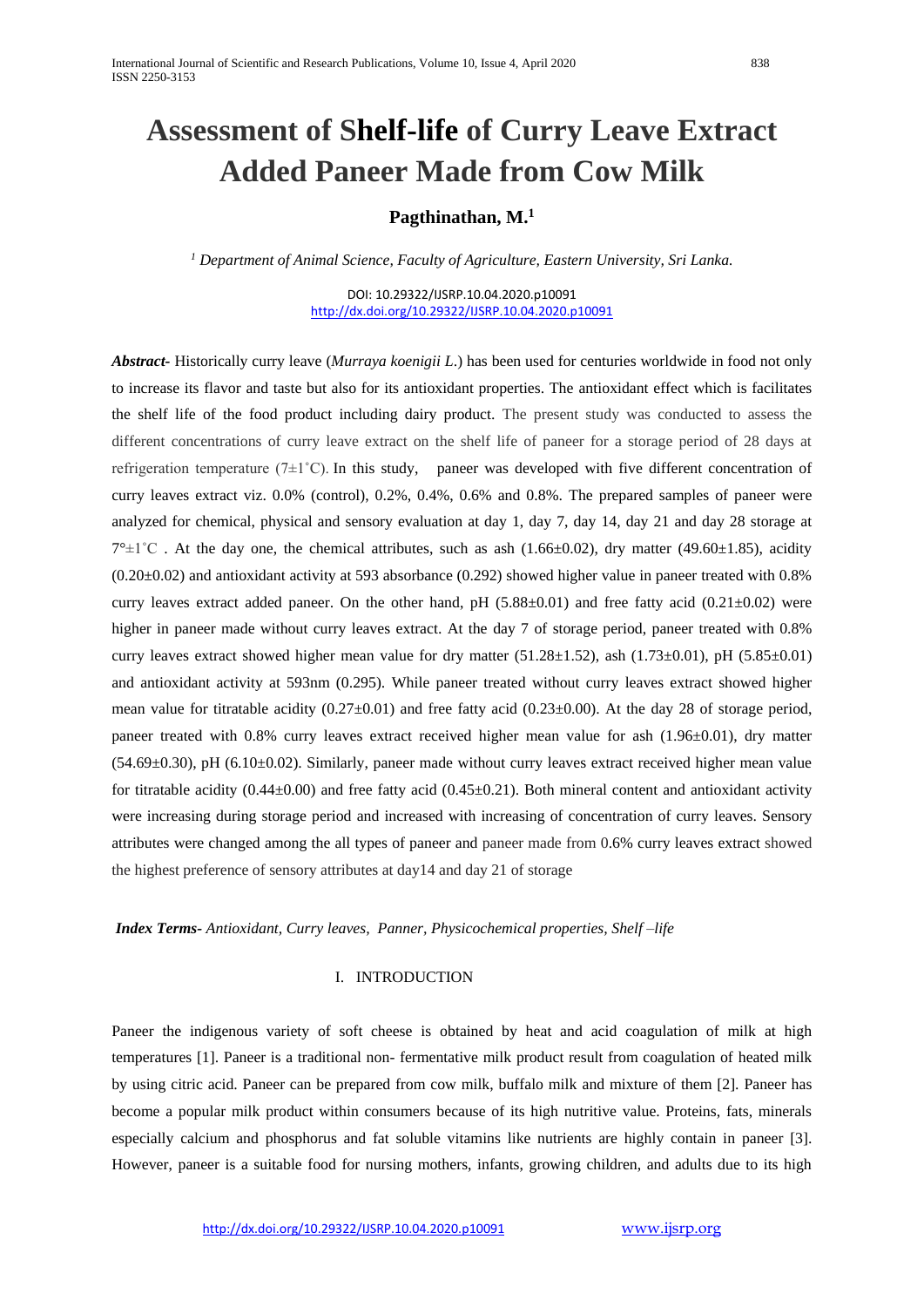# Assessment of Shelf-life of Curry Leave Extract Added Paneer Made from Cow Milk

**Pagthinathan, M.[1]**

[1] *Department of Animal Science, Faculty of Agriculture, Eastern University, Sri Lanka.*

DOI: 10.29322/IJSRP.10.04.2020.p10091
http://dx.doi.org/10.29322/IJSRP.10.04.2020.p10091

***Abstract-*** Historically curry leave (*Murraya koenigii L.*) has been used for centuries worldwide in food not only to increase its flavor and taste but also for its antioxidant properties. The antioxidant effect which is facilitates the shelf life of the food product including dairy product. The present study was conducted to assess the different concentrations of curry leave extract on the shelf life of paneer for a storage period of 28 days at refrigeration temperature (7±1˚C). In this study, paneer was developed with five different concentration of curry leaves extract viz. 0.0% (control), 0.2%, 0.4%, 0.6% and 0.8%. The prepared samples of paneer were analyzed for chemical, physical and sensory evaluation at day 1, day 7, day 14, day 21 and day 28 storage at 7°±1˚C . At the day one, the chemical attributes, such as ash (1.66±0.02), dry matter (49.60±1.85), acidity (0.20±0.02) and antioxidant activity at 593 absorbance (0.292) showed higher value in paneer treated with 0.8% curry leaves extract added paneer. On the other hand, pH (5.88±0.01) and free fatty acid (0.21±0.02) were higher in paneer made without curry leaves extract. At the day 7 of storage period, paneer treated with 0.8% curry leaves extract showed higher mean value for dry matter (51.28±1.52), ash (1.73±0.01), pH (5.85±0.01) and antioxidant activity at 593nm (0.295). While paneer treated without curry leaves extract showed higher mean value for titratable acidity (0.27±0.01) and free fatty acid (0.23±0.00). At the day 28 of storage period, paneer treated with 0.8% curry leaves extract received higher mean value for ash (1.96±0.01), dry matter (54.69±0.30), pH (6.10±0.02). Similarly, paneer made without curry leaves extract received higher mean value for titratable acidity (0.44±0.00) and free fatty acid (0.45±0.21). Both mineral content and antioxidant activity were increasing during storage period and increased with increasing of concentration of curry leaves. Sensory attributes were changed among the all types of paneer and paneer made from 0.6% curry leaves extract showed the highest preference of sensory attributes at day14 and day 21 of storage

***Index Terms-*** *Antioxidant, Curry leaves, Panner, Physicochemical properties, Shelf –life*

## I. INTRODUCTION

Paneer the indigenous variety of soft cheese is obtained by heat and acid coagulation of milk at high temperatures [1]. Paneer is a traditional non- fermentative milk product result from coagulation of heated milk by using citric acid. Paneer can be prepared from cow milk, buffalo milk and mixture of them [2]. Paneer has become a popular milk product within consumers because of its high nutritive value. Proteins, fats, minerals especially calcium and phosphorus and fat soluble vitamins like nutrients are highly contain in paneer [3]. However, paneer is a suitable food for nursing mothers, infants, growing children, and adults due to its high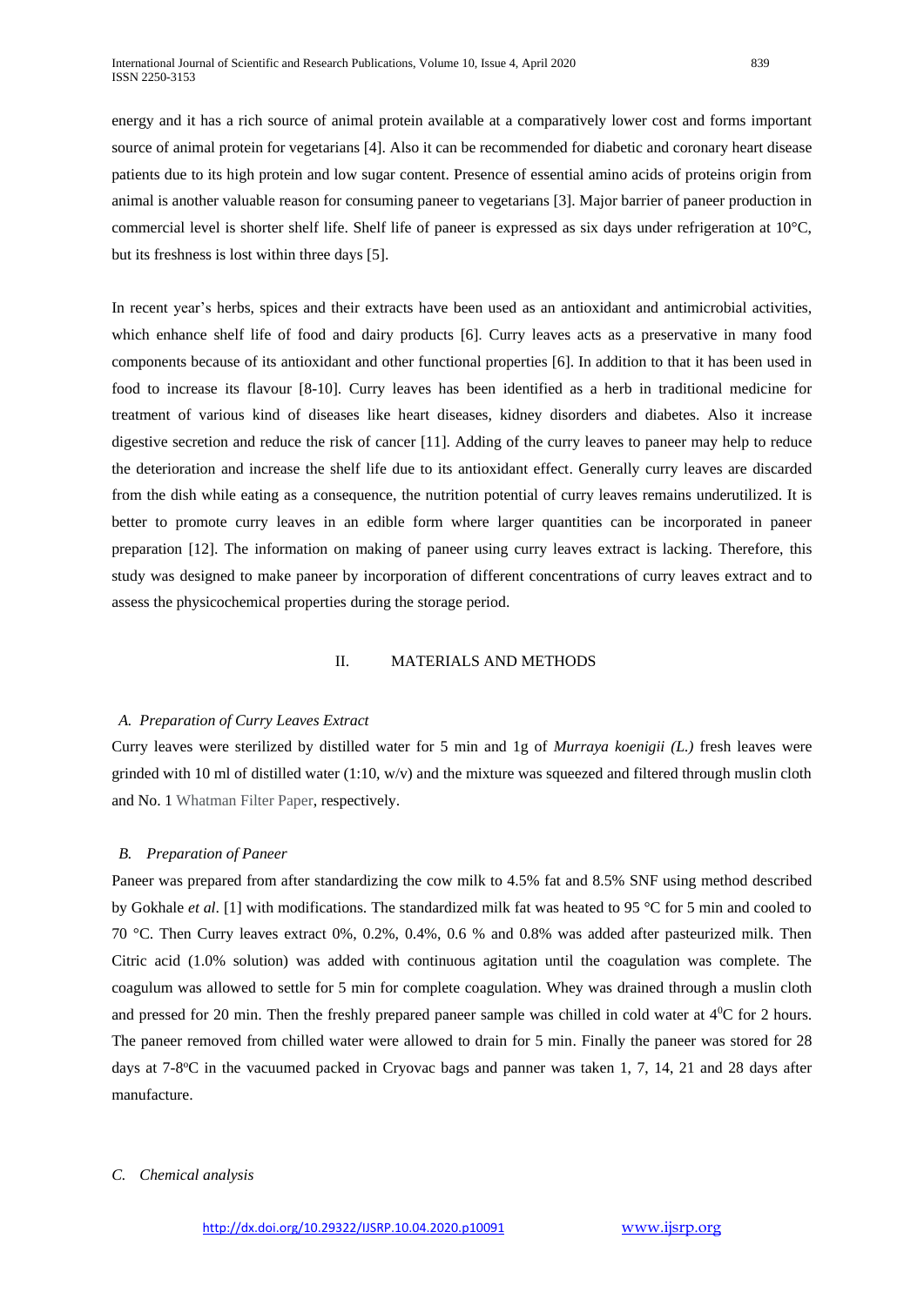energy and it has a rich source of animal protein available at a comparatively lower cost and forms important source of animal protein for vegetarians [4]. Also it can be recommended for diabetic and coronary heart disease patients due to its high protein and low sugar content. Presence of essential amino acids of proteins origin from animal is another valuable reason for consuming paneer to vegetarians [3]. Major barrier of paneer production in commercial level is shorter shelf life. Shelf life of paneer is expressed as six days under refrigeration at 10°C, but its freshness is lost within three days [5].

In recent year's herbs, spices and their extracts have been used as an antioxidant and antimicrobial activities, which enhance shelf life of food and dairy products [6]. Curry leaves acts as a preservative in many food components because of its antioxidant and other functional properties [6]. In addition to that it has been used in food to increase its flavour [8-10]. Curry leaves has been identified as a herb in traditional medicine for treatment of various kind of diseases like heart diseases, kidney disorders and diabetes. Also it increase digestive secretion and reduce the risk of cancer [11]. Adding of the curry leaves to paneer may help to reduce the deterioration and increase the shelf life due to its antioxidant effect. Generally curry leaves are discarded from the dish while eating as a consequence, the nutrition potential of curry leaves remains underutilized. It is better to promote curry leaves in an edible form where larger quantities can be incorporated in paneer preparation [12]. The information on making of paneer using curry leaves extract is lacking. Therefore, this study was designed to make paneer by incorporation of different concentrations of curry leaves extract and to assess the physicochemical properties during the storage period.

## II. MATERIALS AND METHODS

### *A. Preparation of Curry Leaves Extract*

Curry leaves were sterilized by distilled water for 5 min and 1g of *Murraya koenigii (L.)* fresh leaves were grinded with 10 ml of distilled water (1:10, w/v) and the mixture was squeezed and filtered through muslin cloth and No. 1 Whatman Filter Paper, respectively.

### *B. Preparation of Paneer*

Paneer was prepared from after standardizing the cow milk to 4.5% fat and 8.5% SNF using method described by Gokhale *et al*. [1] with modifications. The standardized milk fat was heated to 95 °C for 5 min and cooled to 70 °C. Then Curry leaves extract 0%, 0.2%, 0.4%, 0.6 % and 0.8% was added after pasteurized milk. Then Citric acid (1.0% solution) was added with continuous agitation until the coagulation was complete. The coagulum was allowed to settle for 5 min for complete coagulation. Whey was drained through a muslin cloth and pressed for 20 min. Then the freshly prepared paneer sample was chilled in cold water at $4^0$C for 2 hours. The paneer removed from chilled water were allowed to drain for 5 min. Finally the paneer was stored for 28 days at 7-8°C in the vacuumed packed in Cryovac bags and panner was taken 1, 7, 14, 21 and 28 days after manufacture.

### *C. Chemical analysis*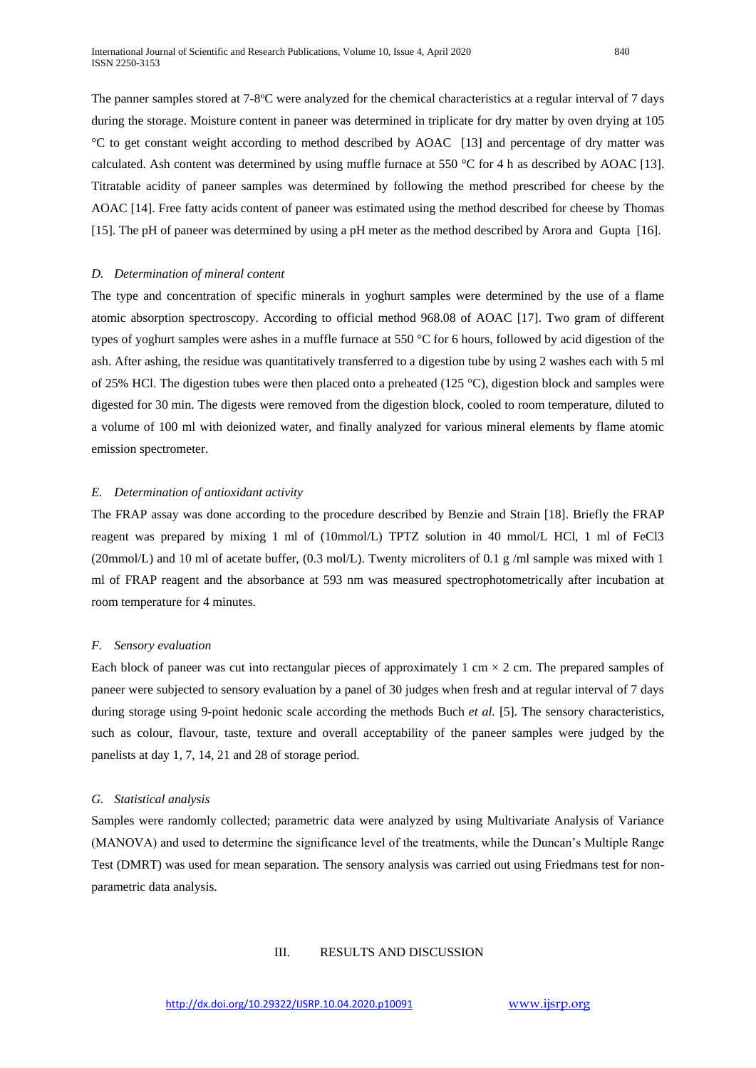The panner samples stored at 7-8°C were analyzed for the chemical characteristics at a regular interval of 7 days during the storage. Moisture content in paneer was determined in triplicate for dry matter by oven drying at 105 °C to get constant weight according to method described by AOAC [13] and percentage of dry matter was calculated. Ash content was determined by using muffle furnace at 550 °C for 4 h as described by AOAC [13]. Titratable acidity of paneer samples was determined by following the method prescribed for cheese by the AOAC [14]. Free fatty acids content of paneer was estimated using the method described for cheese by Thomas [15]. The pH of paneer was determined by using a pH meter as the method described by Arora and Gupta [16].

### *D. Determination of mineral content*

The type and concentration of specific minerals in yoghurt samples were determined by the use of a flame atomic absorption spectroscopy. According to official method 968.08 of AOAC [17]. Two gram of different types of yoghurt samples were ashes in a muffle furnace at 550 °C for 6 hours, followed by acid digestion of the ash. After ashing, the residue was quantitatively transferred to a digestion tube by using 2 washes each with 5 ml of 25% HCl. The digestion tubes were then placed onto a preheated (125 °C), digestion block and samples were digested for 30 min. The digests were removed from the digestion block, cooled to room temperature, diluted to a volume of 100 ml with deionized water, and finally analyzed for various mineral elements by flame atomic emission spectrometer.

### *E. Determination of antioxidant activity*

The FRAP assay was done according to the procedure described by Benzie and Strain [18]. Briefly the FRAP reagent was prepared by mixing 1 ml of (10mmol/L) TPTZ solution in 40 mmol/L HCl, 1 ml of $FeCl_3$ (20mmol/L) and 10 ml of acetate buffer, (0.3 mol/L). Twenty microliters of 0.1 g /ml sample was mixed with 1 ml of FRAP reagent and the absorbance at 593 nm was measured spectrophotometrically after incubation at room temperature for 4 minutes.

### *F. Sensory evaluation*

Each block of paneer was cut into rectangular pieces of approximately 1 cm × 2 cm. The prepared samples of paneer were subjected to sensory evaluation by a panel of 30 judges when fresh and at regular interval of 7 days during storage using 9-point hedonic scale according the methods Buch *et al.* [5]. The sensory characteristics, such as colour, flavour, taste, texture and overall acceptability of the paneer samples were judged by the panelists at day 1, 7, 14, 21 and 28 of storage period.

### *G. Statistical analysis*

Samples were randomly collected; parametric data were analyzed by using Multivariate Analysis of Variance (MANOVA) and used to determine the significance level of the treatments, while the Duncan's Multiple Range Test (DMRT) was used for mean separation. The sensory analysis was carried out using Friedmans test for non-parametric data analysis.

## III. RESULTS AND DISCUSSION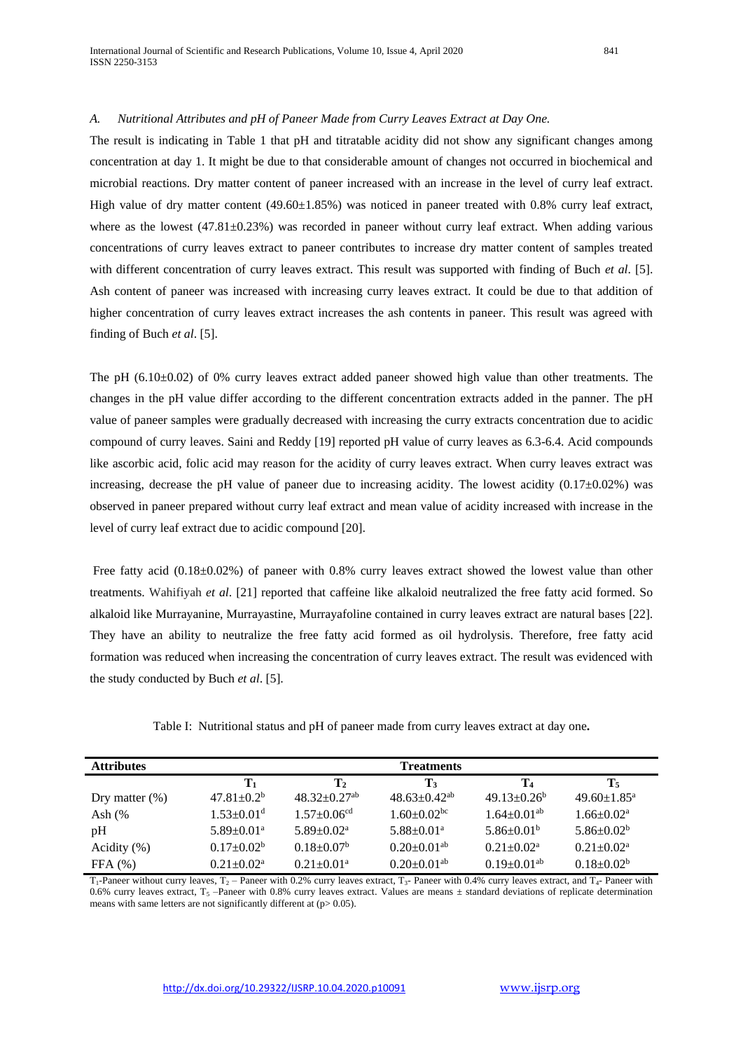*A. Nutritional Attributes and pH of Paneer Made from Curry Leaves Extract at Day One.*

The result is indicating in Table 1 that pH and titratable acidity did not show any significant changes among concentration at day 1. It might be due to that considerable amount of changes not occurred in biochemical and microbial reactions. Dry matter content of paneer increased with an increase in the level of curry leaf extract. High value of dry matter content (49.60±1.85%) was noticed in paneer treated with 0.8% curry leaf extract, where as the lowest (47.81±0.23%) was recorded in paneer without curry leaf extract. When adding various concentrations of curry leaves extract to paneer contributes to increase dry matter content of samples treated with different concentration of curry leaves extract. This result was supported with finding of Buch *et al*. [5]. Ash content of paneer was increased with increasing curry leaves extract. It could be due to that addition of higher concentration of curry leaves extract increases the ash contents in paneer. This result was agreed with finding of Buch *et al*. [5].

The pH (6.10±0.02) of 0% curry leaves extract added paneer showed high value than other treatments. The changes in the pH value differ according to the different concentration extracts added in the panner. The pH value of paneer samples were gradually decreased with increasing the curry extracts concentration due to acidic compound of curry leaves. Saini and Reddy [19] reported pH value of curry leaves as 6.3-6.4. Acid compounds like ascorbic acid, folic acid may reason for the acidity of curry leaves extract. When curry leaves extract was increasing, decrease the pH value of paneer due to increasing acidity. The lowest acidity (0.17±0.02%) was observed in paneer prepared without curry leaf extract and mean value of acidity increased with increase in the level of curry leaf extract due to acidic compound [20].

Free fatty acid (0.18±0.02%) of paneer with 0.8% curry leaves extract showed the lowest value than other treatments. Wahifiyah *et al*. [21] reported that caffeine like alkaloid neutralized the free fatty acid formed. So alkaloid like Murrayanine, Murrayastine, Murrayafoline contained in curry leaves extract are natural bases [22]. They have an ability to neutralize the free fatty acid formed as oil hydrolysis. Therefore, free fatty acid formation was reduced when increasing the concentration of curry leaves extract. The result was evidenced with the study conducted by Buch *et al*. [5].

Table I: Nutritional status and pH of paneer made from curry leaves extract at day one**.**

| Attributes | Treatments | | | | |
|---|---|---|---|---|---|
| | $T_1$ | $T_2$ | $T_3$ | $T_4$ | $T_5$ |
| Dry matter (%) | $47.81±0.2^{b}$ | $48.32±0.27^{ab}$ | $48.63±0.42^{ab}$ | $49.13±0.26^{b}$ | $49.60±1.85^{a}$ |
| Ash (% | $1.53±0.01^{d}$ | $1.57±0.06^{cd}$ | $1.60±0.02^{bc}$ | $1.64±0.01^{ab}$ | $1.66±0.02^{a}$ |
| pH | $5.89±0.01^{a}$ | $5.89±0.02^{a}$ | $5.88±0.01^{a}$ | $5.86±0.01^{b}$ | $5.86±0.02^{b}$ |
| Acidity (%) | $0.17±0.02^{b}$ | $0.18±0.07^{b}$ | $0.20±0.01^{ab}$ | $0.21±0.02^{a}$ | $0.21±0.02^{a}$ |
| FFA (%) | $0.21±0.02^{a}$ | $0.21±0.01^{a}$ | $0.20±0.01^{ab}$ | $0.19±0.01^{ab}$ | $0.18±0.02^{b}$ |

$T_1$-Paneer without curry leaves, $T_2$ – Paneer with 0.2% curry leaves extract, $T_3$- Paneer with 0.4% curry leaves extract, and $T_4$- Paneer with 0.6% curry leaves extract, $T_5$ –Paneer with 0.8% curry leaves extract. Values are means ± standard deviations of replicate determination means with same letters are not significantly different at ($p > 0.05$).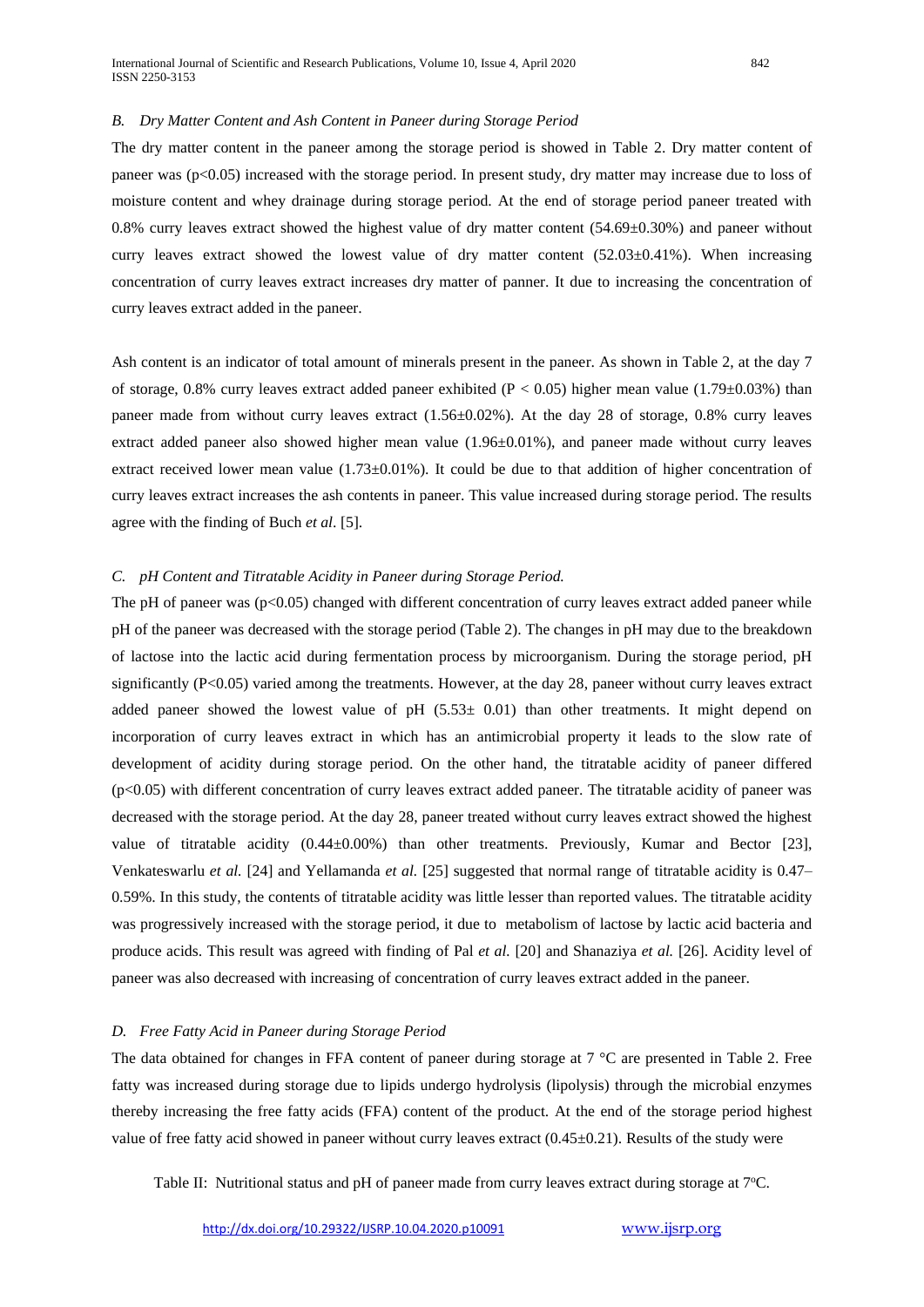### B. *Dry Matter Content and Ash Content in Paneer during Storage Period*

The dry matter content in the paneer among the storage period is showed in Table 2. Dry matter content of paneer was ($p<0.05$) increased with the storage period. In present study, dry matter may increase due to loss of moisture content and whey drainage during storage period. At the end of storage period paneer treated with 0.8% curry leaves extract showed the highest value of dry matter content (54.69±0.30%) and paneer without curry leaves extract showed the lowest value of dry matter content (52.03±0.41%). When increasing concentration of curry leaves extract increases dry matter of panner. It due to increasing the concentration of curry leaves extract added in the paneer.

Ash content is an indicator of total amount of minerals present in the paneer. As shown in Table 2, at the day 7 of storage, 0.8% curry leaves extract added paneer exhibited ($P < 0.05$) higher mean value (1.79±0.03%) than paneer made from without curry leaves extract (1.56±0.02%). At the day 28 of storage, 0.8% curry leaves extract added paneer also showed higher mean value (1.96±0.01%), and paneer made without curry leaves extract received lower mean value (1.73±0.01%). It could be due to that addition of higher concentration of curry leaves extract increases the ash contents in paneer. This value increased during storage period. The results agree with the finding of Buch *et al*. [5].

### C. *pH Content and Titratable Acidity in Paneer during Storage Period.*

The pH of paneer was ($p<0.05$) changed with different concentration of curry leaves extract added paneer while pH of the paneer was decreased with the storage period (Table 2). The changes in pH may due to the breakdown of lactose into the lactic acid during fermentation process by microorganism. During the storage period, pH significantly ($P<0.05$) varied among the treatments. However, at the day 28, paneer without curry leaves extract added paneer showed the lowest value of pH (5.53± 0.01) than other treatments. It might depend on incorporation of curry leaves extract in which has an antimicrobial property it leads to the slow rate of development of acidity during storage period. On the other hand, the titratable acidity of paneer differed ($p<0.05$) with different concentration of curry leaves extract added paneer. The titratable acidity of paneer was decreased with the storage period. At the day 28, paneer treated without curry leaves extract showed the highest value of titratable acidity (0.44±0.00%) than other treatments. Previously, Kumar and Bector [23], Venkateswarlu *et al.* [24] and Yellamanda *et al.* [25] suggested that normal range of titratable acidity is 0.47–0.59%. In this study, the contents of titratable acidity was little lesser than reported values. The titratable acidity was progressively increased with the storage period, it due to metabolism of lactose by lactic acid bacteria and produce acids. This result was agreed with finding of Pal *et al.* [20] and Shanaziya *et al.* [26]. Acidity level of paneer was also decreased with increasing of concentration of curry leaves extract added in the paneer.

### D. *Free Fatty Acid in Paneer during Storage Period*

The data obtained for changes in FFA content of paneer during storage at 7 °C are presented in Table 2. Free fatty was increased during storage due to lipids undergo hydrolysis (lipolysis) through the microbial enzymes thereby increasing the free fatty acids (FFA) content of the product. At the end of the storage period highest value of free fatty acid showed in paneer without curry leaves extract (0.45±0.21). Results of the study were

Table II: Nutritional status and pH of paneer made from curry leaves extract during storage at 7°C.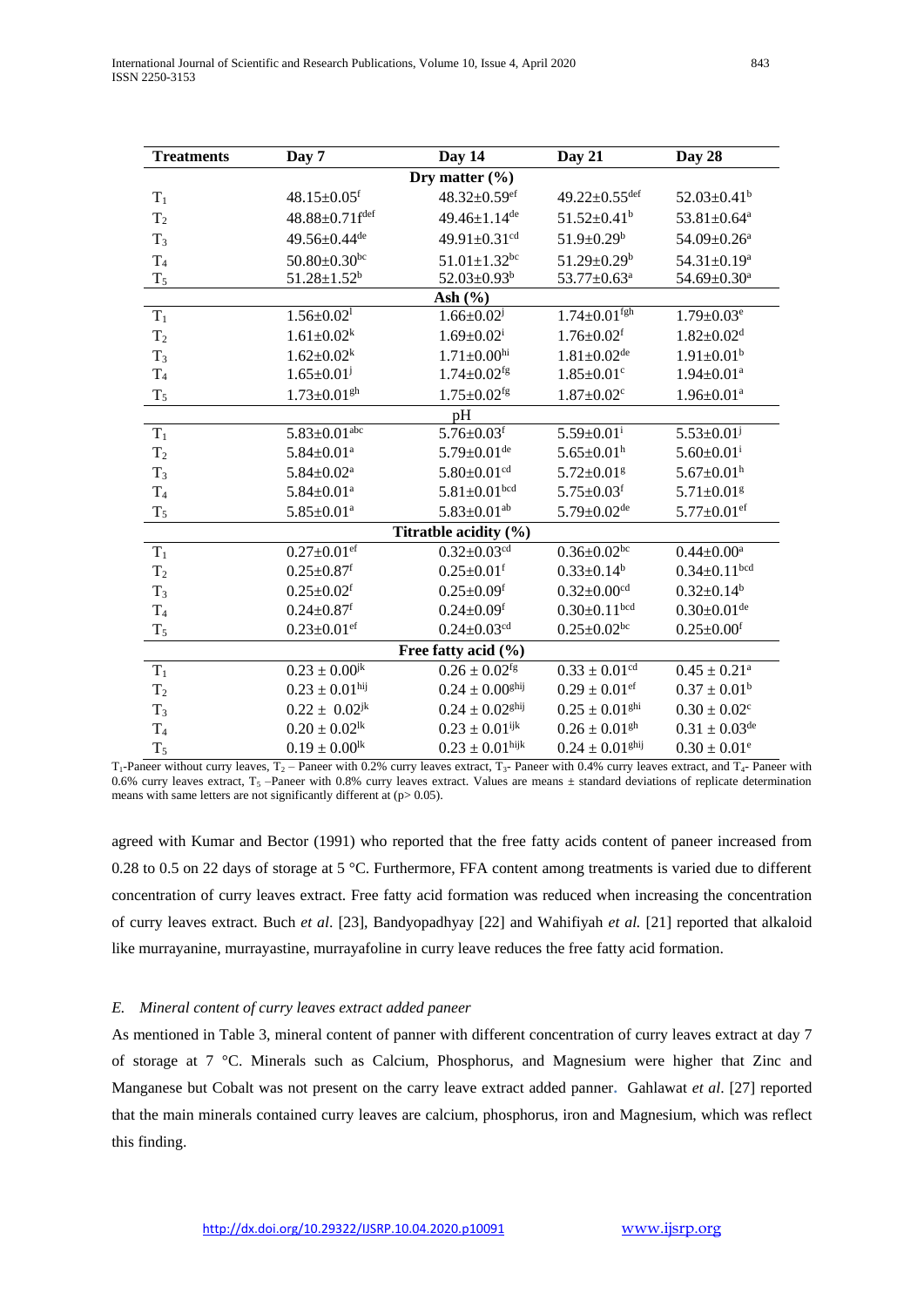| Treatments | Day 7 | Day 14 | Day 21 | Day 28 |
|---|---|---|---|---|
| **Dry matter (%)** | | | | |
| $T_1$ | 48.15±0.05$^{f}$ | 48.32±0.59$^{ef}$ | 49.22±0.55$^{def}$ | 52.03±0.41$^{b}$ |
| $T_2$ | 48.88±0.71f$^{def}$ | 49.46±1.14$^{de}$ | 51.52±0.41$^{b}$ | 53.81±0.64$^{a}$ |
| $T_3$ | 49.56±0.44$^{de}$ | 49.91±0.31$^{cd}$ | 51.9±0.29$^{b}$ | 54.09±0.26$^{a}$ |
| $T_4$ | 50.80±0.30$^{bc}$ | 51.01±1.32$^{bc}$ | 51.29±0.29$^{b}$ | 54.31±0.19$^{a}$ |
| $T_5$ | 51.28±1.52$^{b}$ | 52.03±0.93$^{b}$ | 53.77±0.63$^{a}$ | 54.69±0.30$^{a}$ |
| **Ash (%)** | | | | |
| $T_1$ | 1.56±0.02$^{l}$ | 1.66±0.02$^{j}$ | 1.74±0.01$^{fgh}$ | 1.79±0.03$^{e}$ |
| $T_2$ | 1.61±0.02$^{k}$ | 1.69±0.02$^{i}$ | 1.76±0.02$^{f}$ | 1.82±0.02$^{d}$ |
| $T_3$ | 1.62±0.02$^{k}$ | 1.71±0.00$^{hi}$ | 1.81±0.02$^{de}$ | 1.91±0.01$^{b}$ |
| $T_4$ | 1.65±0.01$^{j}$ | 1.74±0.02$^{fg}$ | 1.85±0.01$^{c}$ | 1.94±0.01$^{a}$ |
| $T_5$ | 1.73±0.01$^{gh}$ | 1.75±0.02$^{fg}$ | 1.87±0.02$^{c}$ | 1.96±0.01$^{a}$ |
| **pH** | | | | |
| $T_1$ | 5.83±0.01$^{abc}$ | 5.76±0.03$^{f}$ | 5.59±0.01$^{i}$ | 5.53±0.01$^{j}$ |
| $T_2$ | 5.84±0.01$^{a}$ | 5.79±0.01$^{de}$ | 5.65±0.01$^{h}$ | 5.60±0.01$^{i}$ |
| $T_3$ | 5.84±0.02$^{a}$ | 5.80±0.01$^{cd}$ | 5.72±0.01$^{g}$ | 5.67±0.01$^{h}$ |
| $T_4$ | 5.84±0.01$^{a}$ | 5.81±0.01$^{bcd}$ | 5.75±0.03$^{f}$ | 5.71±0.01$^{g}$ |
| $T_5$ | 5.85±0.01$^{a}$ | 5.83±0.01$^{ab}$ | 5.79±0.02$^{de}$ | 5.77±0.01$^{ef}$ |
| **Titratble acidity (%)** | | | | |
| $T_1$ | 0.27±0.01$^{ef}$ | 0.32±0.03$^{cd}$ | 0.36±0.02$^{bc}$ | 0.44±0.00$^{a}$ |
| $T_2$ | 0.25±0.87$^{f}$ | 0.25±0.01$^{f}$ | 0.33±0.14$^{b}$ | 0.34±0.11$^{bcd}$ |
| $T_3$ | 0.25±0.02$^{f}$ | 0.25±0.09$^{f}$ | 0.32±0.00$^{cd}$ | 0.32±0.14$^{b}$ |
| $T_4$ | 0.24±0.87$^{f}$ | 0.24±0.09$^{f}$ | 0.30±0.11$^{bcd}$ | 0.30±0.01$^{de}$ |
| $T_5$ | 0.23±0.01$^{ef}$ | 0.24±0.03$^{cd}$ | 0.25±0.02$^{bc}$ | 0.25±0.00$^{f}$ |
| **Free fatty acid (%)** | | | | |
| $T_1$ | 0.23 ± 0.00$^{jk}$ | 0.26 ± 0.02$^{fg}$ | 0.33 ± 0.01$^{cd}$ | 0.45 ± 0.21$^{a}$ |
| $T_2$ | 0.23 ± 0.01$^{hij}$ | 0.24 ± 0.00$^{ghij}$ | 0.29 ± 0.01$^{ef}$ | 0.37 ± 0.01$^{b}$ |
| $T_3$ | 0.22 ± 0.02$^{jk}$ | 0.24 ± 0.02$^{ghij}$ | 0.25 ± 0.01$^{ghi}$ | 0.30 ± 0.02$^{c}$ |
| $T_4$ | 0.20 ± 0.02$^{lk}$ | 0.23 ± 0.01$^{ijk}$ | 0.26 ± 0.01$^{gh}$ | 0.31 ± 0.03$^{de}$ |
| $T_5$ | 0.19 ± 0.00$^{lk}$ | 0.23 ± 0.01$^{hijk}$ | 0.24 ± 0.01$^{ghij}$ | 0.30 ± 0.01$^{e}$ |

$T_1$-Paneer without curry leaves, $T_2$ – Paneer with 0.2% curry leaves extract, $T_3$- Paneer with 0.4% curry leaves extract, and $T_4$- Paneer with 0.6% curry leaves extract, $T_5$ –Paneer with 0.8% curry leaves extract. Values are means ± standard deviations of replicate determination means with same letters are not significantly different at ($p > 0.05$).

agreed with Kumar and Bector (1991) who reported that the free fatty acids content of paneer increased from 0.28 to 0.5 on 22 days of storage at 5 °C. Furthermore, FFA content among treatments is varied due to different concentration of curry leaves extract. Free fatty acid formation was reduced when increasing the concentration of curry leaves extract. Buch *et al*. [23], Bandyopadhyay [22] and Wahifiyah *et al.* [21] reported that alkaloid like murrayanine, murrayastine, murrayafoline in curry leave reduces the free fatty acid formation.

### *E. Mineral content of curry leaves extract added paneer*

As mentioned in Table 3, mineral content of panner with different concentration of curry leaves extract at day 7 of storage at 7 °C. Minerals such as Calcium, Phosphorus, and Magnesium were higher that Zinc and Manganese but Cobalt was not present on the carry leave extract added panner. Gahlawat *et al*. [27] reported that the main minerals contained curry leaves are calcium, phosphorus, iron and Magnesium, which was reflect this finding.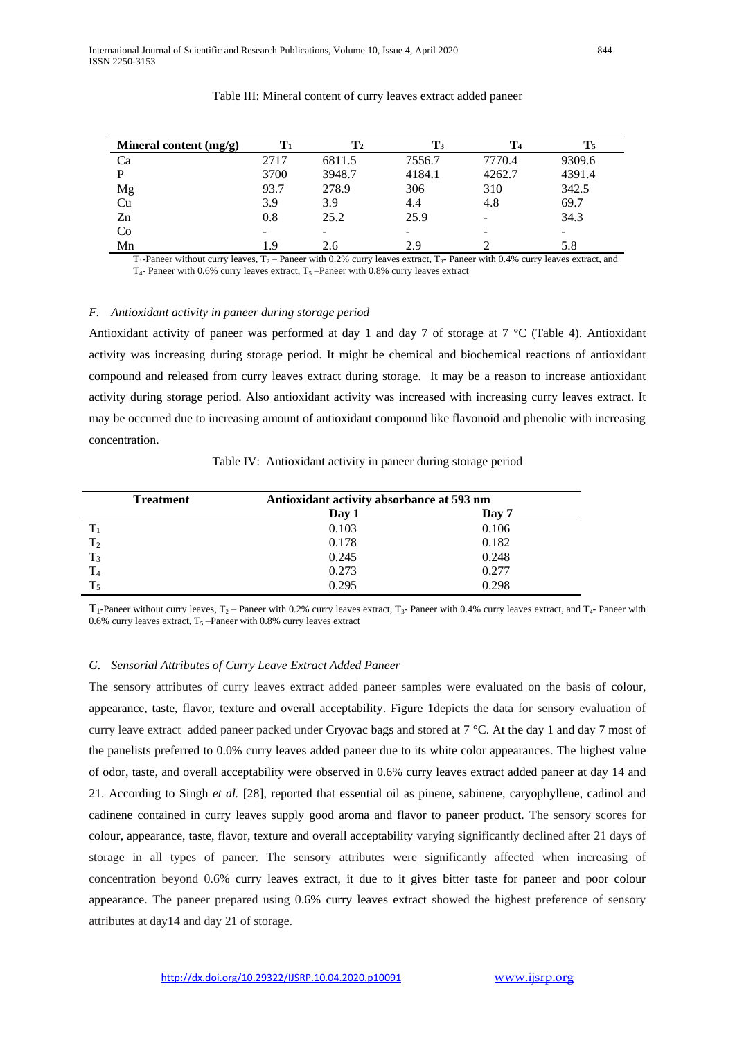Table III: Mineral content of curry leaves extract added paneer

| Mineral content (mg/g) | $T_1$ | $T_2$ | $T_3$ | $T_4$ | $T_5$ |
|---|---|---|---|---|---|
| Ca | 2717 | 6811.5 | 7556.7 | 7770.4 | 9309.6 |
| P | 3700 | 3948.7 | 4184.1 | 4262.7 | 4391.4 |
| Mg | 93.7 | 278.9 | 306 | 310 | 342.5 |
| Cu | 3.9 | 3.9 | 4.4 | 4.8 | 69.7 |
| Zn | 0.8 | 25.2 | 25.9 | - | 34.3 |
| Co | - | - | - | - | - |
| Mn | 1.9 | 2.6 | 2.9 | 2 | 5.8 |

$T_1$-Paneer without curry leaves, $T_2$ – Paneer with 0.2% curry leaves extract, $T_3$- Paneer with 0.4% curry leaves extract, and $T_4$- Paneer with 0.6% curry leaves extract, $T_5$ –Paneer with 0.8% curry leaves extract

### *F. Antioxidant activity in paneer during storage period*

Antioxidant activity of paneer was performed at day 1 and day 7 of storage at 7 °C (Table 4). Antioxidant activity was increasing during storage period. It might be chemical and biochemical reactions of antioxidant compound and released from curry leaves extract during storage. It may be a reason to increase antioxidant activity during storage period. Also antioxidant activity was increased with increasing curry leaves extract. It may be occurred due to increasing amount of antioxidant compound like flavonoid and phenolic with increasing concentration.

Table IV: Antioxidant activity in paneer during storage period

| Treatment | Antioxidant activity absorbance at 593 nm | |
|---|---|---|
| | Day 1 | Day 7 |
| $T_1$ | 0.103 | 0.106 |
| $T_2$ | 0.178 | 0.182 |
| $T_3$ | 0.245 | 0.248 |
| $T_4$ | 0.273 | 0.277 |
| $T_5$ | 0.295 | 0.298 |

$T_1$-Paneer without curry leaves, $T_2$ – Paneer with 0.2% curry leaves extract, $T_3$- Paneer with 0.4% curry leaves extract, and $T_4$- Paneer with 0.6% curry leaves extract, $T_5$ –Paneer with 0.8% curry leaves extract

### *G. Sensorial Attributes of Curry Leave Extract Added Paneer*

The sensory attributes of curry leaves extract added paneer samples were evaluated on the basis of colour, appearance, taste, flavor, texture and overall acceptability. Figure 1depicts the data for sensory evaluation of curry leave extract added paneer packed under Cryovac bags and stored at 7 °C. At the day 1 and day 7 most of the panelists preferred to 0.0% curry leaves added paneer due to its white color appearances. The highest value of odor, taste, and overall acceptability were observed in 0.6% curry leaves extract added paneer at day 14 and 21. According to Singh *et al.* [28], reported that essential oil as pinene, sabinene, caryophyllene, cadinol and cadinene contained in curry leaves supply good aroma and flavor to paneer product. The sensory scores for colour, appearance, taste, flavor, texture and overall acceptability varying significantly declined after 21 days of storage in all types of paneer. The sensory attributes were significantly affected when increasing of concentration beyond 0.6% curry leaves extract, it due to it gives bitter taste for paneer and poor colour appearance. The paneer prepared using 0.6% curry leaves extract showed the highest preference of sensory attributes at day14 and day 21 of storage.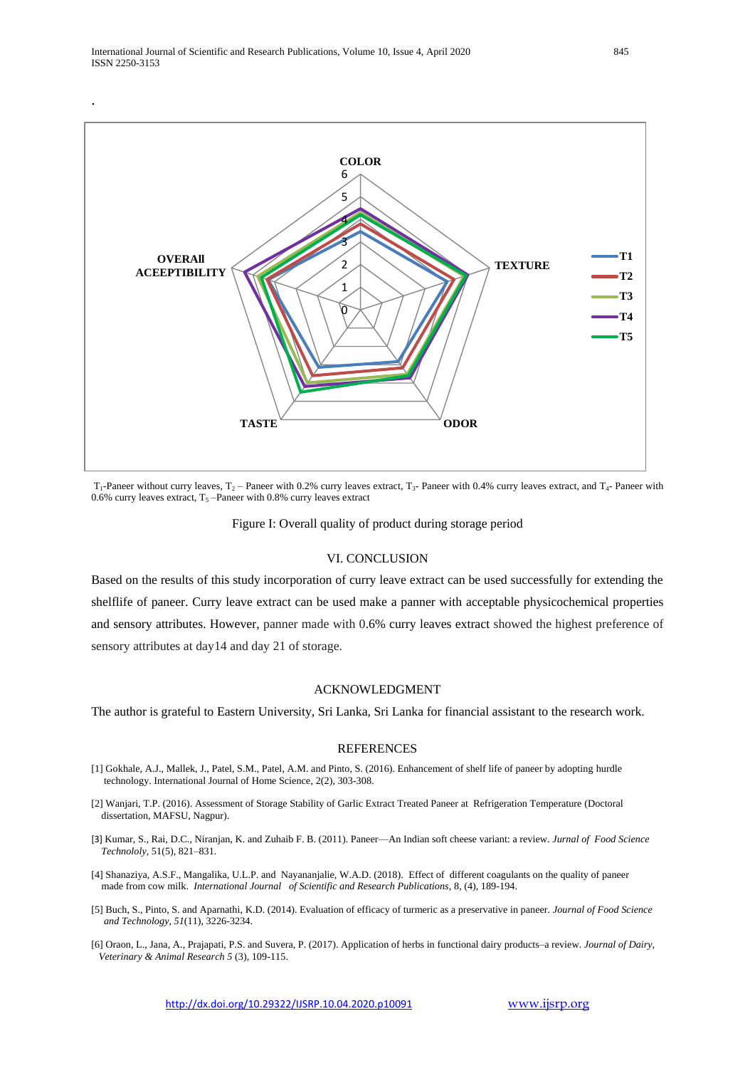.

$T_1$-Paneer without curry leaves, $T_2$ – Paneer with 0.2% curry leaves extract, $T_3$- Paneer with 0.4% curry leaves extract, and $T_4$- Paneer with 0.6% curry leaves extract, $T_5$ –Paneer with 0.8% curry leaves extract

Figure I: Overall quality of product during storage period

## VI. CONCLUSION

Based on the results of this study incorporation of curry leave extract can be used successfully for extending the shelflife of paneer. Curry leave extract can be used make a panner with acceptable physicochemical properties and sensory attributes. However, panner made with 0.6% curry leaves extract showed the highest preference of sensory attributes at day14 and day 21 of storage.

## ACKNOWLEDGMENT

The author is grateful to Eastern University, Sri Lanka, Sri Lanka for financial assistant to the research work.

## REFERENCES

[1] Gokhale, A.J., Mallek, J., Patel, S.M., Patel, A.M. and Pinto, S. (2016). Enhancement of shelf life of paneer by adopting hurdle technology. International Journal of Home Science, 2(2), 303-308.

[2] Wanjari, T.P. (2016). Assessment of Storage Stability of Garlic Extract Treated Paneer at Refrigeration Temperature (Doctoral dissertation, MAFSU, Nagpur).

[3] Kumar, S., Rai, D.C., Niranjan, K. and Zuhaib F. B. (2011). Paneer—An Indian soft cheese variant: a review. *Jurnal of Food Science Technololy*, 51(5), 821–831.

[4] Shanaziya, A.S.F., Mangalika, U.L.P. and Nayananjalie, W.A.D. (2018). Effect of different coagulants on the quality of paneer made from cow milk. *International Journal of Scientific and Research Publications*, 8, (4), 189-194.

[5] Buch, S., Pinto, S. and Aparnathi, K.D. (2014). Evaluation of efficacy of turmeric as a preservative in paneer. *Journal of Food Science and Technology*, *51*(11), 3226-3234.

[6] Oraon, L., Jana, A., Prajapati, P.S. and Suvera, P. (2017). Application of herbs in functional dairy products–a review. *Journal of Dairy, Veterinary & Animal Research 5* (3), 109-115.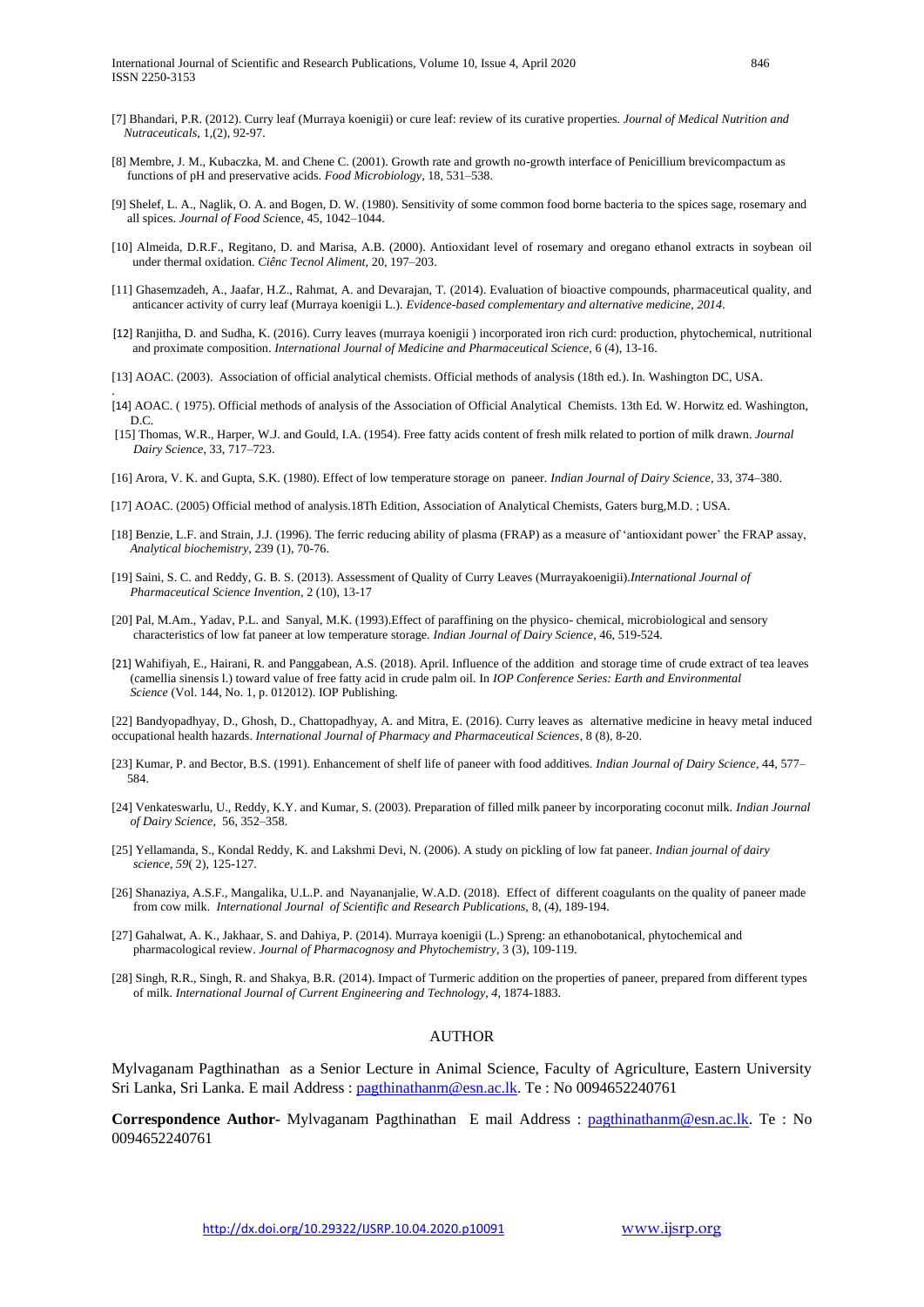[7] Bhandari, P.R. (2012). Curry leaf (Murraya koenigii) or cure leaf: review of its curative properties. *Journal of Medical Nutrition and Nutraceuticals*, 1,(2), 92-97.

[8] Membre, J. M., Kubaczka, M. and Chene C. (2001). Growth rate and growth no-growth interface of Penicillium brevicompactum as functions of pH and preservative acids. *Food Microbiology*, 18, 531–538.

[9] Shelef, L. A., Naglik, O. A. and Bogen, D. W. (1980). Sensitivity of some common food borne bacteria to the spices sage, rosemary and all spices. *Journal of Food Sci*ence, 45, 1042–1044.

[10] Almeida, D.R.F., Regitano, D. and Marisa, A.B. (2000). Antioxidant level of rosemary and oregano ethanol extracts in soybean oil under thermal oxidation. *Ciênc Tecnol Aliment*, 20, 197–203.

[11] Ghasemzadeh, A., Jaafar, H.Z., Rahmat, A. and Devarajan, T. (2014). Evaluation of bioactive compounds, pharmaceutical quality, and anticancer activity of curry leaf (Murraya koenigii L.). *Evidence-based complementary and alternative medicine*, *2014*.

[12] Ranjitha, D. and Sudha, K. (2016). Curry leaves (murraya koenigii ) incorporated iron rich curd: production, phytochemical, nutritional and proximate composition. *International Journal of Medicine and Pharmaceutical Science*, 6 (4), 13-16.

[13] AOAC. (2003). Association of official analytical chemists. Official methods of analysis (18th ed.). In. Washington DC, USA.

[14] AOAC. ( 1975). Official methods of analysis of the Association of Official Analytical Chemists. 13th Ed. W. Horwitz ed. Washington, D.C.

[15] Thomas, W.R., Harper, W.J. and Gould, I.A. (1954). Free fatty acids content of fresh milk related to portion of milk drawn. *Journal Dairy Science*, 33, 717–723.

[16] Arora, V. K. and Gupta, S.K. (1980). Effect of low temperature storage on paneer. *Indian Journal of Dairy Science*, 33, 374–380.

[17] AOAC. (2005) Official method of analysis.18Th Edition, Association of Analytical Chemists, Gaters burg,M.D. ; USA.

[18] Benzie, L.F. and Strain, J.J. (1996). The ferric reducing ability of plasma (FRAP) as a measure of 'antioxidant power' the FRAP assay, *Analytical biochemistry*, 239 (1), 70-76.

[19] Saini, S. C. and Reddy, G. B. S. (2013). Assessment of Quality of Curry Leaves (Murrayakoenigii).*International Journal of Pharmaceutical Science Invention*, 2 (10), 13-17

[20] Pal, M.Am., Yadav, P.L. and Sanyal, M.K. (1993).Effect of paraffining on the physico- chemical, microbiological and sensory characteristics of low fat paneer at low temperature storage. *Indian Journal of Dairy Science*, 46, 519-524.

[21] Wahifiyah, E., Hairani, R. and Panggabean, A.S. (2018). April. Influence of the addition and storage time of crude extract of tea leaves (camellia sinensis l.) toward value of free fatty acid in crude palm oil. In *IOP Conference Series: Earth and Environmental Science* (Vol. 144, No. 1, p. 012012). IOP Publishing.

[22] Bandyopadhyay, D., Ghosh, D., Chattopadhyay, A. and Mitra, E. (2016). Curry leaves as alternative medicine in heavy metal induced occupational health hazards. *International Journal of Pharmacy and Pharmaceutical Sciences*, 8 (8), 8-20.

[23] Kumar, P. and Bector, B.S. (1991). Enhancement of shelf life of paneer with food additives. *Indian Journal of Dairy Science*, 44, 577–584.

[24] Venkateswarlu, U., Reddy, K.Y. and Kumar, S. (2003). Preparation of filled milk paneer by incorporating coconut milk. *Indian Journal of Dairy Science*, 56, 352–358.

[25] Yellamanda, S., Kondal Reddy, K. and Lakshmi Devi, N. (2006). A study on pickling of low fat paneer. *Indian journal of dairy science*, *59*( 2), 125-127.

[26] Shanaziya, A.S.F., Mangalika, U.L.P. and Nayananjalie, W.A.D. (2018). Effect of different coagulants on the quality of paneer made from cow milk. *International Journal of Scientific and Research Publications*, 8, (4), 189-194.

[27] Gahalwat, A. K., Jakhaar, S. and Dahiya, P. (2014). Murraya koenigii (L.) Spreng: an ethanobotanical, phytochemical and pharmacological review. *Journal of Pharmacognosy and Phytochemistry*, 3 (3), 109-119.

[28] Singh, R.R., Singh, R. and Shakya, B.R. (2014). Impact of Turmeric addition on the properties of paneer, prepared from different types of milk. *International Journal of Current Engineering and Technology*, *4*, 1874-1883.

## AUTHOR

Mylvaganam Pagthinathan as a Senior Lecture in Animal Science, Faculty of Agriculture, Eastern University Sri Lanka, Sri Lanka. E mail Address : pagthinathanm@esn.ac.lk. Te : No 0094652240761

**Correspondence Author**- Mylvaganam Pagthinathan E mail Address : pagthinathanm@esn.ac.lk. Te : No 0094652240761